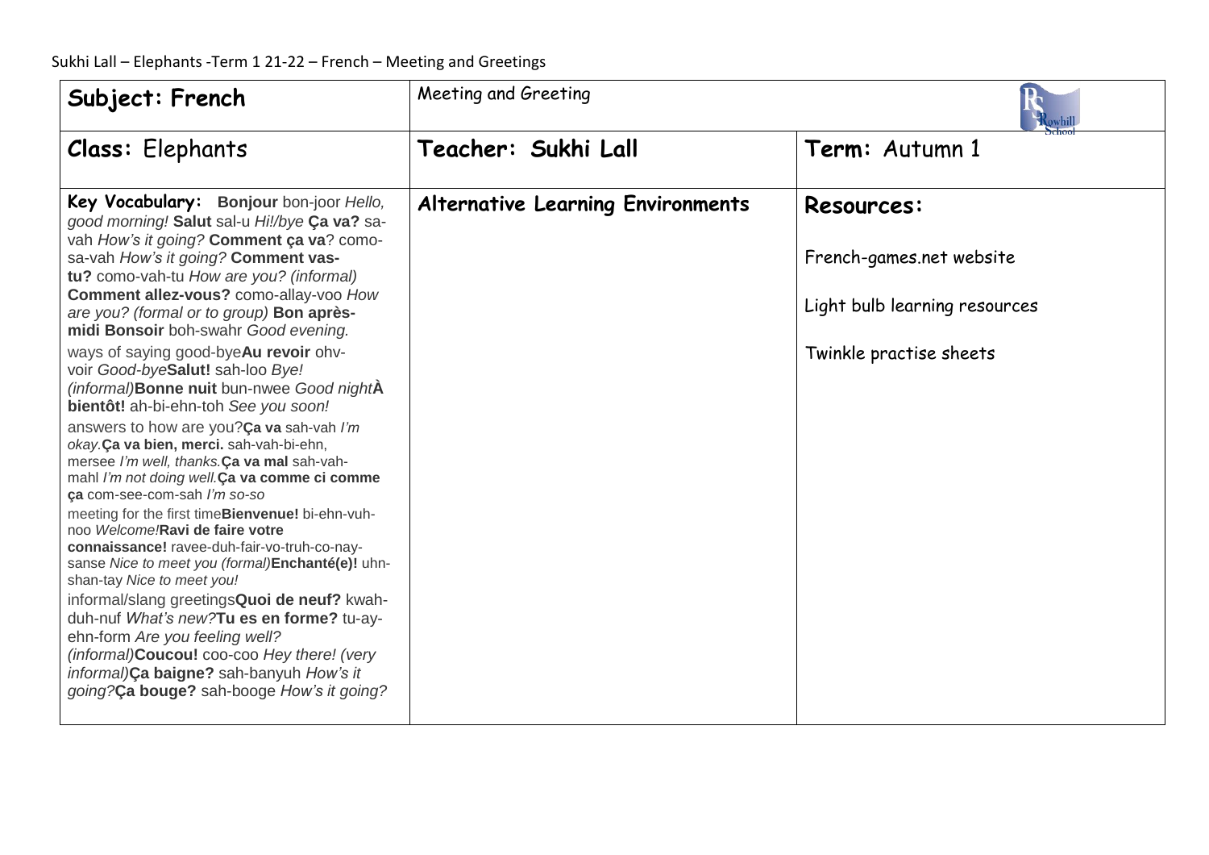Sukhi Lall – Elephants -Term 1 21-22 – French – Meeting and Greetings

| **Subject: French** | Meeting and Greeting | |
|---|---|---|
| **Class:** Elephants | **Teacher: Sukhi Lall** | **Term:** Autumn 1 |
| **Key Vocabulary:** **Bonjour** bon-joor *Hello, good morning!* **Salut** sal-u *Hi!/bye* **Ça va?** sa-vah *How's it going?* **Comment ça va**? como-sa-vah *How's it going?* **Comment vas-tu?** como-vah-tu *How are you? (informal)* **Comment allez-vous?** como-allay-voo *How are you? (formal or to group)* **Bon après-midi** **Bonsoir** boh-swahr *Good evening.*<br><br>ways of saying good-bye**Au revoir** ohv-voir *Good-bye***Salut!** sah-loo *Bye! (informal)***Bonne nuit** bun-nwee *Good night***À bientôt!** ah-bi-ehn-toh *See you soon!*<br><br>answers to how are you?**Ça va** sah-vah *I'm okay.***Ça va bien, merci.** sah-vah-bi-ehn, mersee *I'm well, thanks.***Ça va mal** sah-vah-mahl *I'm not doing well.***Ça va comme ci comme ça** com-see-com-sah *I'm so-so*<br><br>meeting for the first time**Bienvenue!** bi-ehn-vuh-noo *Welcome!***Ravi de faire votre connaissance!** ravee-duh-fair-vo-truh-co-nay-sanse *Nice to meet you (formal)***Enchanté(e)!** uhn-shan-tay *Nice to meet you!*<br><br>informal/slang greetings**Quoi de neuf?** kwah-duh-nuf *What's new?***Tu es en forme?** tu-ay-ehn-form *Are you feeling well? (informal)***Coucou!** coo-coo *Hey there! (very informal)***Ça baigne?** sah-banyuh *How's it going?***Ça bouge?** sah-booge *How's it going?* | **Alternative Learning Environments** | **Resources:**<br><br>French-games.net website<br><br>Light bulb learning resources<br><br>Twinkle practise sheets |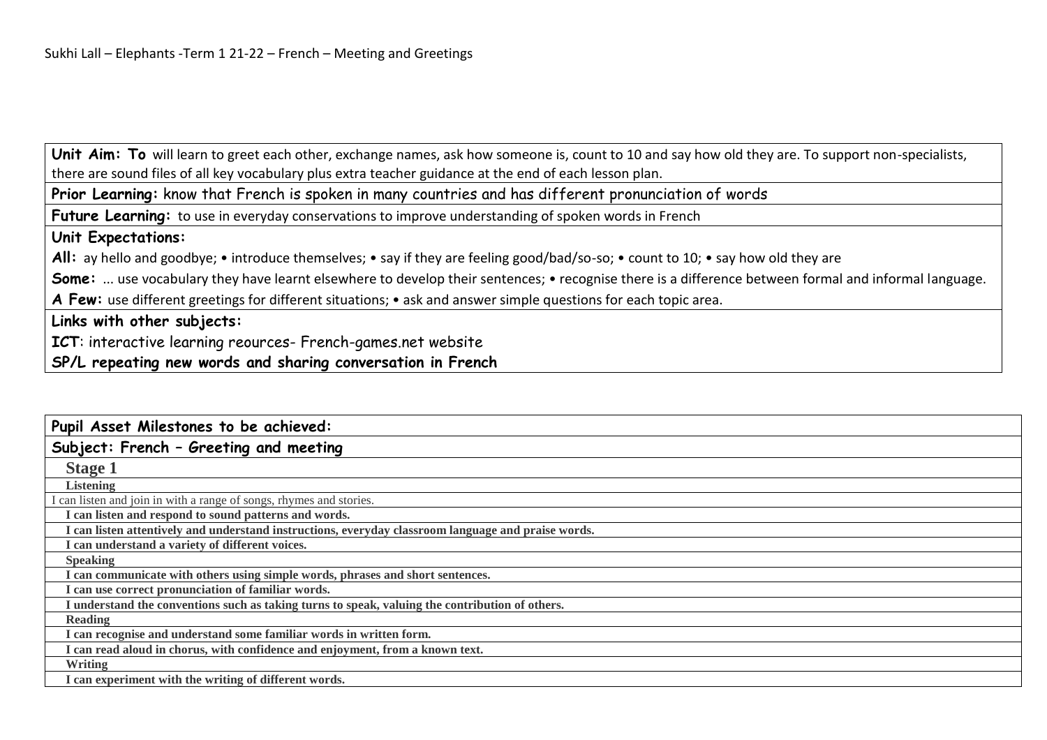Sukhi Lall – Elephants -Term 1 21-22 – French – Meeting and Greetings

| **Unit Aim: To** will learn to greet each other, exchange names, ask how someone is, count to 10 and say how old they are. To support non-specialists, there are sound files of all key vocabulary plus extra teacher guidance at the end of each lesson plan. |
|---|
| **Prior Learning:** know that French is spoken in many countries and has different pronunciation of words |
| **Future Learning:** to use in everyday conservations to improve understanding of spoken words in French |
| **Unit Expectations:**<br>**All:** ay hello and goodbye; • introduce themselves; • say if they are feeling good/bad/so-so; • count to 10; • say how old they are<br>**Some:** ... use vocabulary they have learnt elsewhere to develop their sentences; • recognise there is a difference between formal and informal language.<br>**A Few:** use different greetings for different situations; • ask and answer simple questions for each topic area. |
| **Links with other subjects:**<br>**ICT**: interactive learning reources- French-games.net website<br>**SP/L repeating new words and sharing conversation in French** |

| **Pupil Asset Milestones to be achieved:** |
|---|
| **Subject: French – Greeting and meeting** |
| **Stage 1** |
| **Listening** |
| I can listen and join in with a range of songs, rhymes and stories. |
| **I can listen and respond to sound patterns and words.** |
| **I can listen attentively and understand instructions, everyday classroom language and praise words.** |
| **I can understand a variety of different voices.** |
| **Speaking** |
| **I can communicate with others using simple words, phrases and short sentences.** |
| **I can use correct pronunciation of familiar words.** |
| **I understand the conventions such as taking turns to speak, valuing the contribution of others.** |
| **Reading** |
| **I can recognise and understand some familiar words in written form.** |
| **I can read aloud in chorus, with confidence and enjoyment, from a known text.** |
| **Writing** |
| **I can experiment with the writing of different words.** |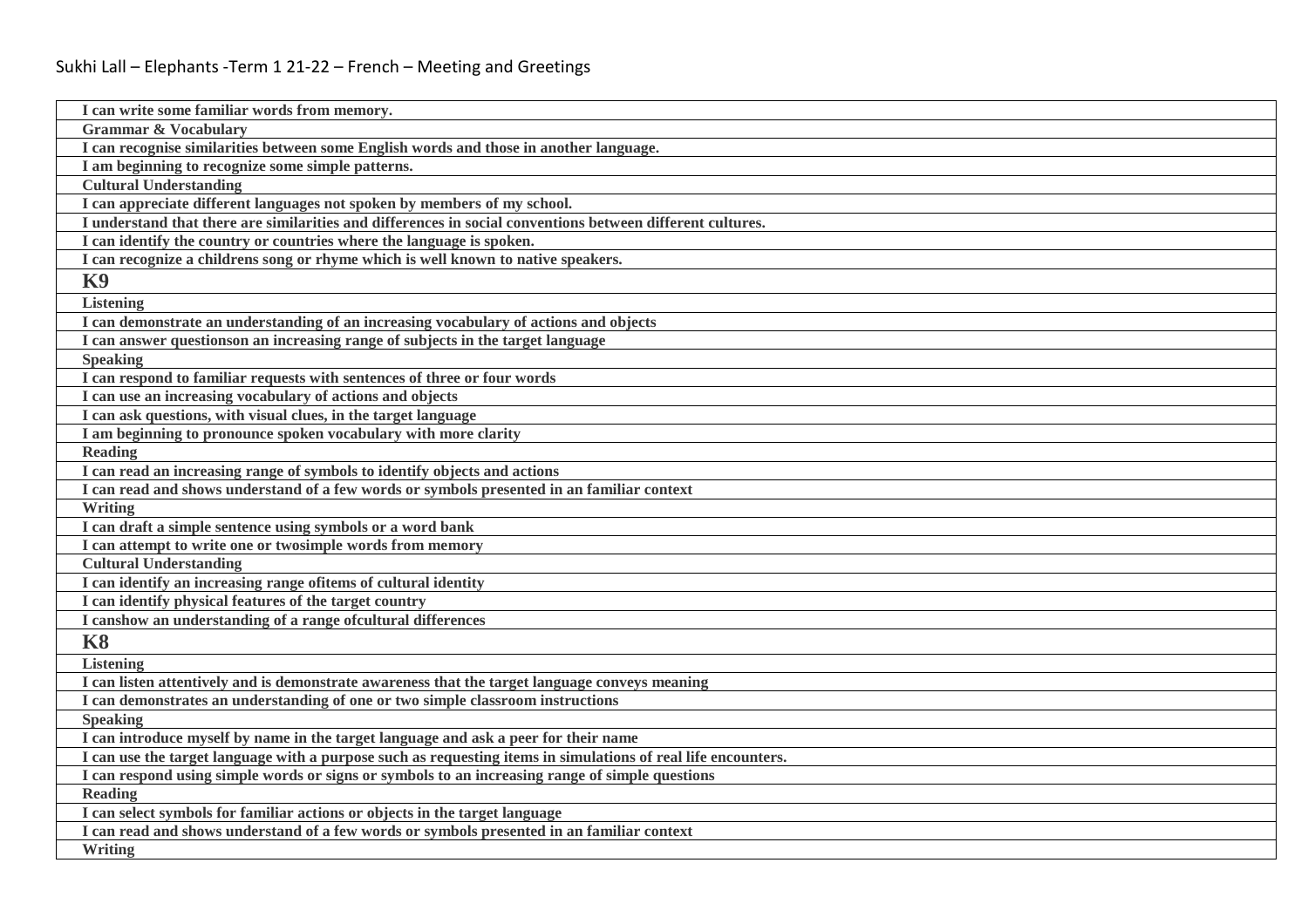Sukhi Lall – Elephants -Term 1 21-22 – French – Meeting and Greetings

| I can write some familiar words from memory. |
|---|
| **Grammar & Vocabulary** |
| I can recognise similarities between some English words and those in another language. |
| I am beginning to recognize some simple patterns. |
| **Cultural Understanding** |
| I can appreciate different languages not spoken by members of my school. |
| I understand that there are similarities and differences in social conventions between different cultures. |
| I can identify the country or countries where the language is spoken. |
| I can recognize a childrens song or rhyme which is well known to native speakers. |
| **K9** |
| **Listening** |
| I can demonstrate an understanding of an increasing vocabulary of actions and objects |
| I can answer questionson an increasing range of subjects in the target language |
| **Speaking** |
| I can respond to familiar requests with sentences of three or four words |
| I can use an increasing vocabulary of actions and objects |
| I can ask questions, with visual clues, in the target language |
| I am beginning to pronounce spoken vocabulary with more clarity |
| **Reading** |
| I can read an increasing range of symbols to identify objects and actions |
| I can read and shows understand of a few words or symbols presented in an familiar context |
| **Writing** |
| I can draft a simple sentence using symbols or a word bank |
| I can attempt to write one or twosimple words from memory |
| **Cultural Understanding** |
| I can identify an increasing range ofitems of cultural identity |
| I can identify physical features of the target country |
| I canshow an understanding of a range ofcultural differences |
| **K8** |
| **Listening** |
| I can listen attentively and is demonstrate awareness that the target language conveys meaning |
| I can demonstrates an understanding of one or two simple classroom instructions |
| **Speaking** |
| I can introduce myself by name in the target language and ask a peer for their name |
| I can use the target language with a purpose such as requesting items in simulations of real life encounters. |
| I can respond using simple words or signs or symbols to an increasing range of simple questions |
| **Reading** |
| I can select symbols for familiar actions or objects in the target language |
| I can read and shows understand of a few words or symbols presented in an familiar context |
| **Writing** |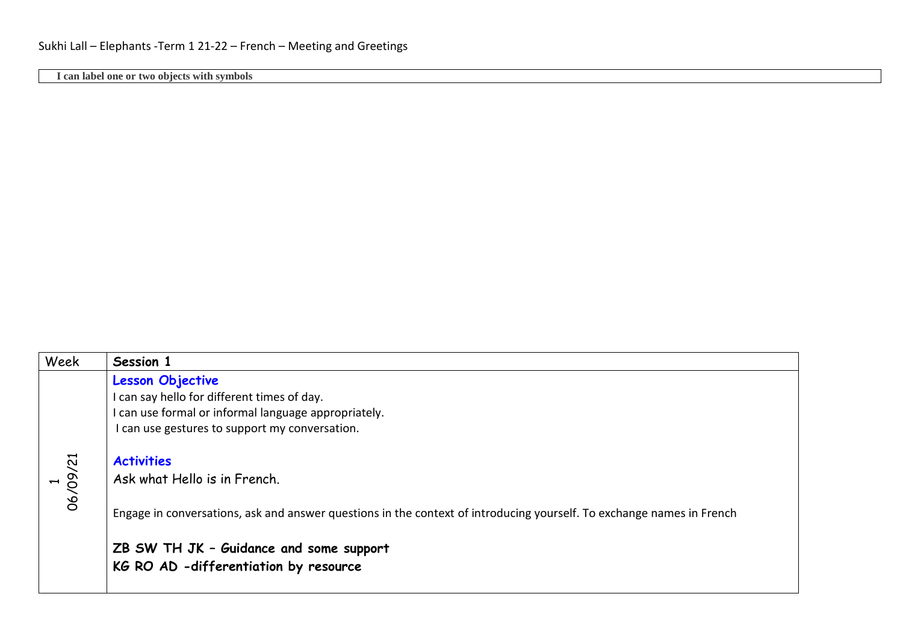Sukhi Lall – Elephants -Term 1 21-22 – French – Meeting and Greetings

| I can label one or two objects with symbols |
|---|

| Week | Session 1 |
|---|---|
| 1<br>06/09/21 | **Lesson Objective**<br>I can say hello for different times of day.<br>I can use formal or informal language appropriately.<br>I can use gestures to support my conversation.<br><br>**Activities**<br>Ask what Hello is in French.<br><br>Engage in conversations, ask and answer questions in the context of introducing yourself. To exchange names in French<br><br>**ZB SW TH JK – Guidance and some support**<br>**KG RO AD -differentiation by resource** |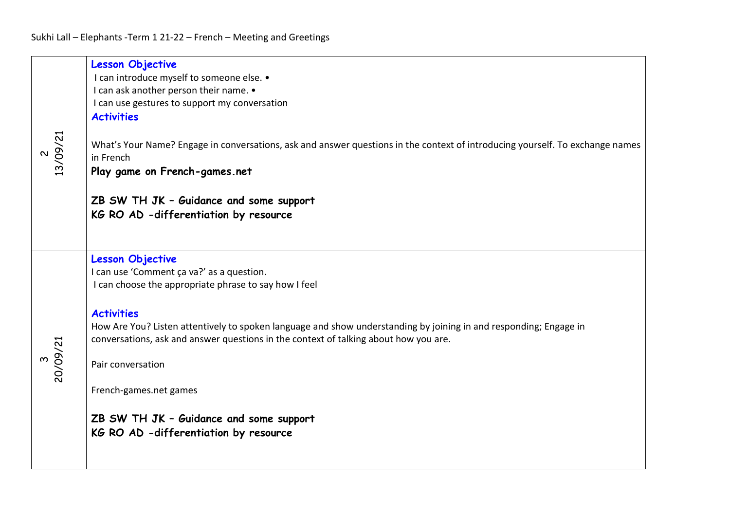Sukhi Lall – Elephants -Term 1 21-22 – French – Meeting and Greetings

| | |
|---|---|
| 2<br>13/09/21 | **Lesson Objective**<br>I can introduce myself to someone else. •<br>I can ask another person their name. •<br>I can use gestures to support my conversation<br>**Activities**<br><br>What's Your Name? Engage in conversations, ask and answer questions in the context of introducing yourself. To exchange names in French<br>**Play game on French-games.net**<br><br>**ZB SW TH JK – Guidance and some support**<br>**KG RO AD -differentiation by resource** |
| 3<br>20/09/21 | **Lesson Objective**<br>I can use 'Comment ça va?' as a question.<br>I can choose the appropriate phrase to say how I feel<br><br>**Activities**<br>How Are You? Listen attentively to spoken language and show understanding by joining in and responding; Engage in conversations, ask and answer questions in the context of talking about how you are.<br><br>Pair conversation<br><br>French-games.net games<br><br>**ZB SW TH JK – Guidance and some support**<br>**KG RO AD -differentiation by resource** |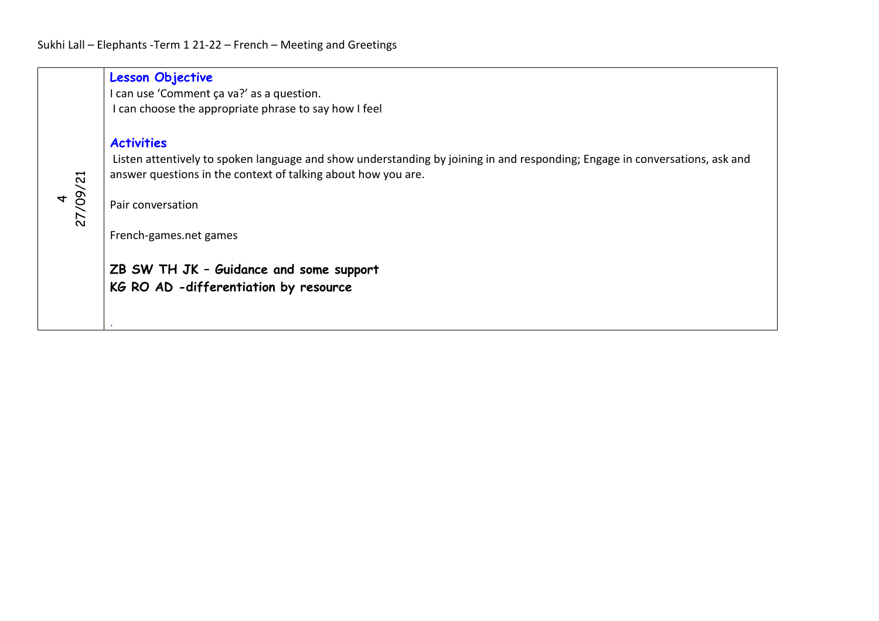Sukhi Lall – Elephants -Term 1 21-22 – French – Meeting and Greetings

| | |
|---|---|
| 4<br>27/09/21 | **Lesson Objective**<br>I can use 'Comment ça va?' as a question.<br>I can choose the appropriate phrase to say how I feel<br><br>**Activities**<br>Listen attentively to spoken language and show understanding by joining in and responding; Engage in conversations, ask and answer questions in the context of talking about how you are.<br><br>Pair conversation<br><br>French-games.net games<br><br>**ZB SW TH JK – Guidance and some support**<br>**KG RO AD -differentiation by resource**<br><br>. |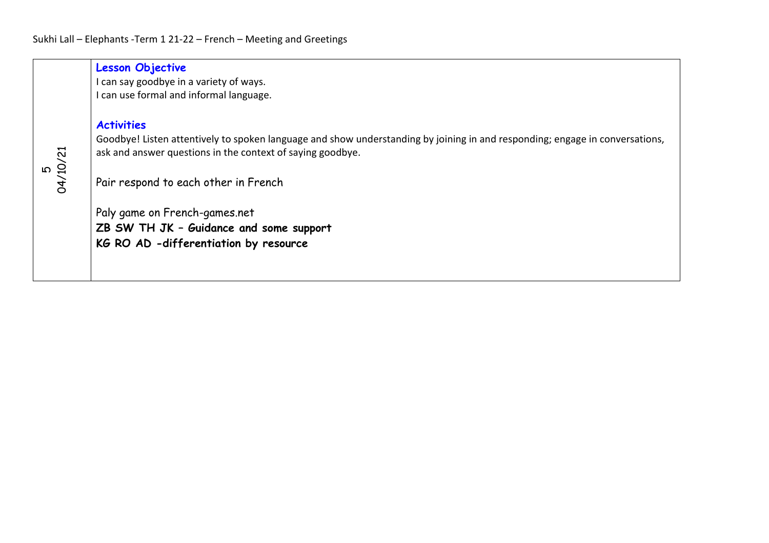Sukhi Lall – Elephants -Term 1 21-22 – French – Meeting and Greetings

| | |
|---|---|
| 5<br>04/10/21 | **Lesson Objective**<br>I can say goodbye in a variety of ways.<br>I can use formal and informal language.<br><br>**Activities**<br>Goodbye! Listen attentively to spoken language and show understanding by joining in and responding; engage in conversations, ask and answer questions in the context of saying goodbye.<br><br>Pair respond to each other in French<br><br>Paly game on French-games.net<br>**ZB SW TH JK – Guidance and some support**<br>**KG RO AD -differentiation by resource** |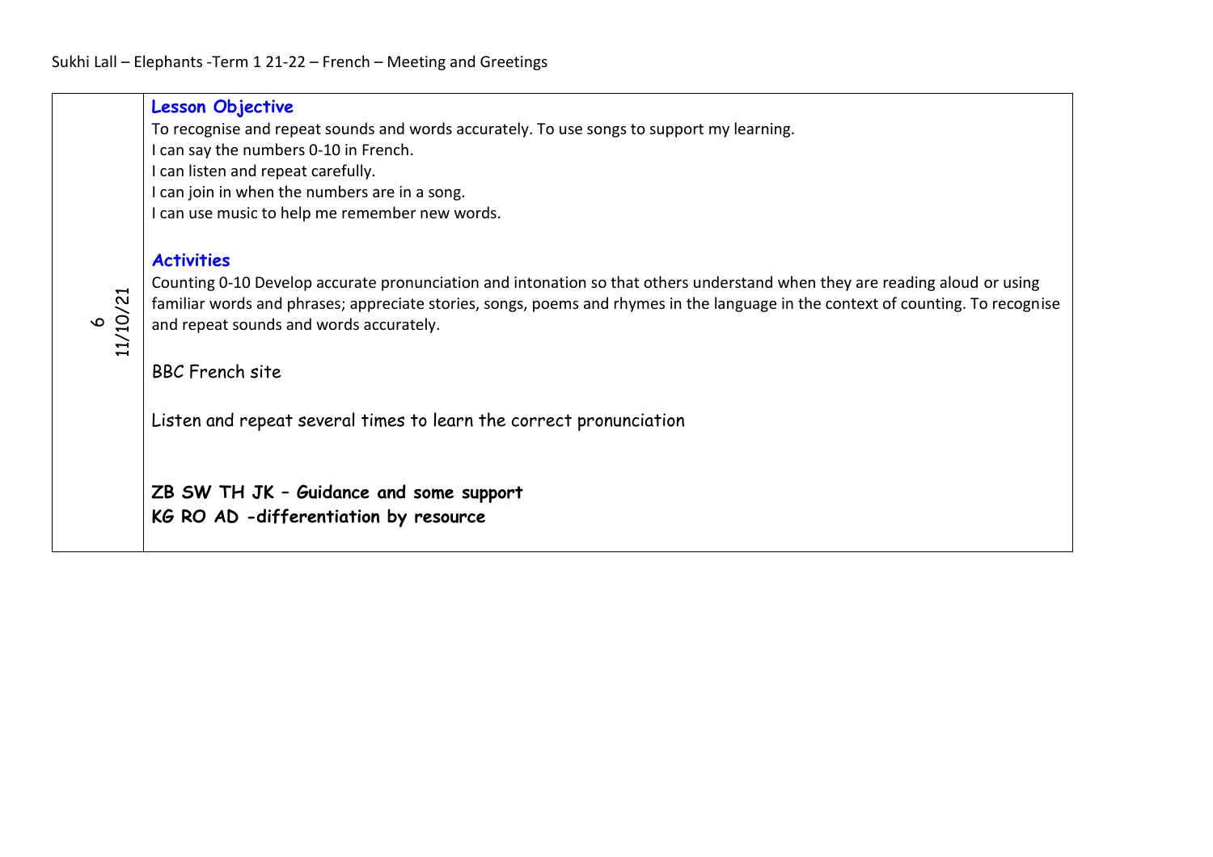Sukhi Lall – Elephants -Term 1 21-22 – French – Meeting and Greetings

| 6<br>11/10/21 | **Lesson Objective**<br>To recognise and repeat sounds and words accurately. To use songs to support my learning.<br>I can say the numbers 0-10 in French.<br>I can listen and repeat carefully.<br>I can join in when the numbers are in a song.<br>I can use music to help me remember new words.<br><br>**Activities**<br>Counting 0-10 Develop accurate pronunciation and intonation so that others understand when they are reading aloud or using familiar words and phrases; appreciate stories, songs, poems and rhymes in the language in the context of counting. To recognise and repeat sounds and words accurately.<br><br>BBC French site<br><br>Listen and repeat several times to learn the correct pronunciation<br><br>**ZB SW TH JK – Guidance and some support**<br>**KG RO AD -differentiation by resource** |
|---|---|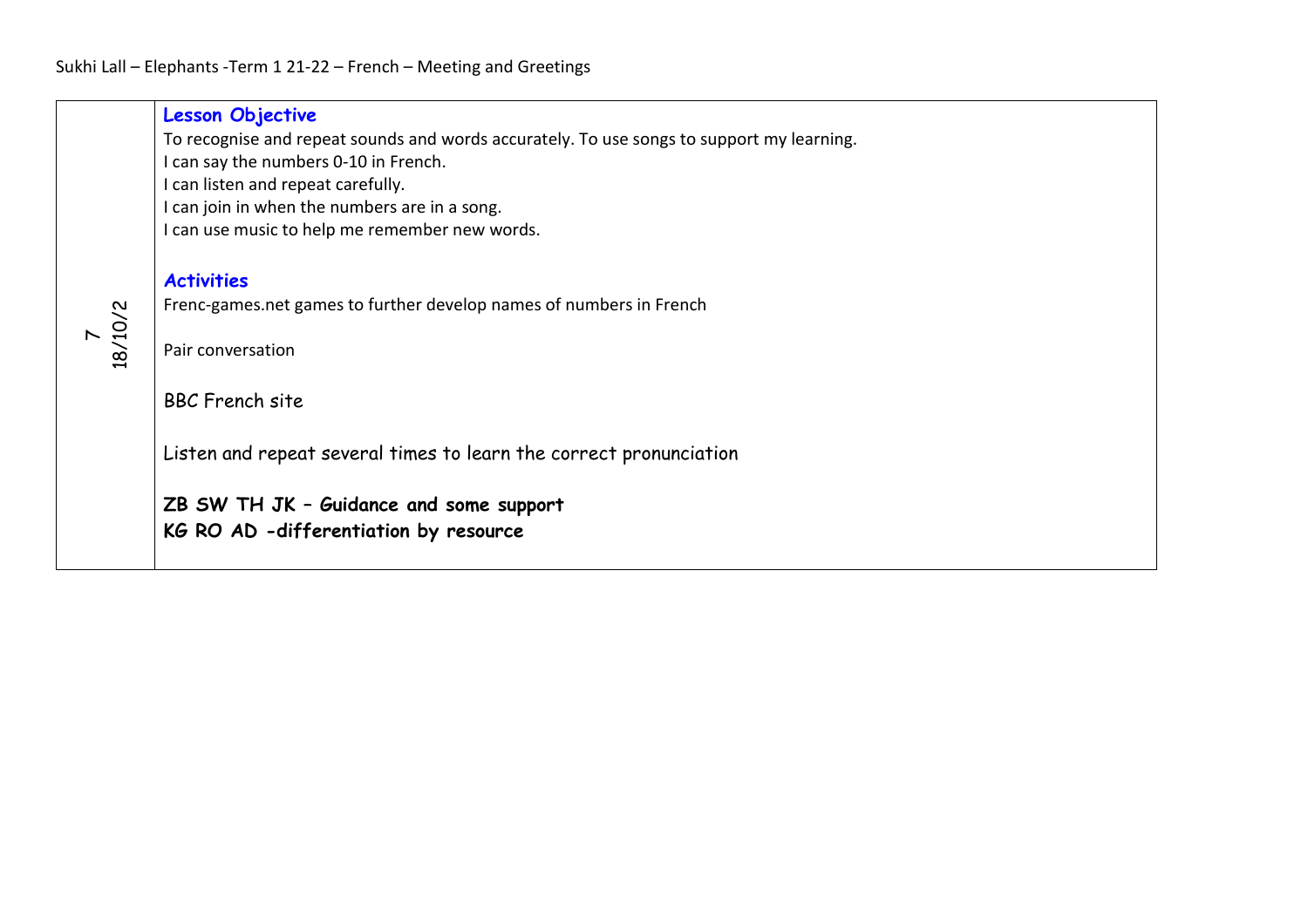Sukhi Lall – Elephants -Term 1 21-22 – French – Meeting and Greetings

| | |
|---|---|
| 7<br>18/10/2 | **Lesson Objective**<br>To recognise and repeat sounds and words accurately. To use songs to support my learning.<br>I can say the numbers 0-10 in French.<br>I can listen and repeat carefully.<br>I can join in when the numbers are in a song.<br>I can use music to help me remember new words.<br><br>**Activities**<br>Frenc-games.net games to further develop names of numbers in French<br><br>Pair conversation<br><br>BBC French site<br><br>Listen and repeat several times to learn the correct pronunciation<br><br>**ZB SW TH JK – Guidance and some support**<br>**KG RO AD -differentiation by resource** |